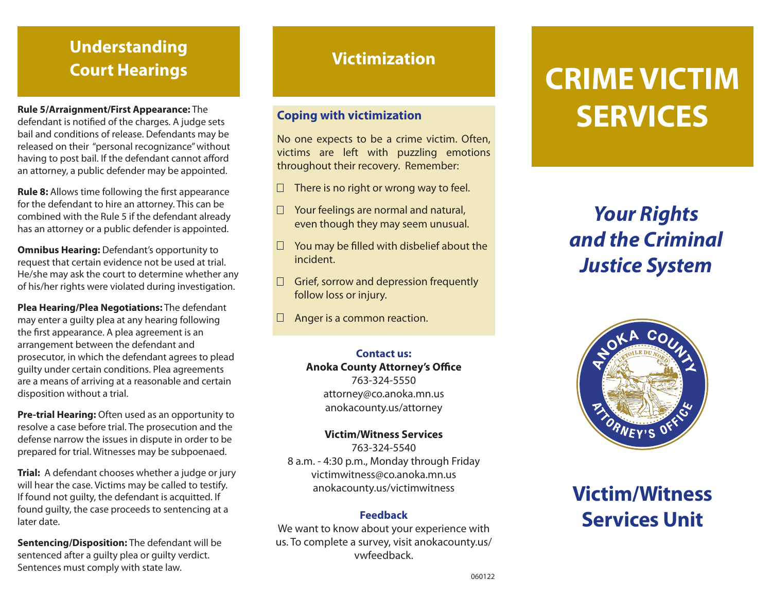## Understanding Court Hearings

**Rule 5/Arraignment/First Appearance:** The defendant is notified of the charges. A judge sets bail and conditions of release. Defendants may be released on their "personal recognizance" without having to post bail. If the defendant cannot afford an attorney, a public defender may be appointed.

**Rule 8:** Allows time following the first appearance for the defendant to hire an attorney. This can be combined with the Rule 5 if the defendant already has an attorney or a public defender is appointed.

**Omnibus Hearing:** Defendant's opportunity to request that certain evidence not be used at trial. He/she may ask the court to determine whether any of his/her rights were violated during investigation.

**Plea Hearing/Plea Negotiations:** The defendant may enter a guilty plea at any hearing following the first appearance. A plea agreement is an arrangement between the defendant and prosecutor, in which the defendant agrees to plead guilty under certain conditions. Plea agreements are a means of arriving at a reasonable and certain disposition without a trial.

**Pre-trial Hearing:** Often used as an opportunity to resolve a case before trial. The prosecution and the defense narrow the issues in dispute in order to be prepared for trial. Witnesses may be subpoenaed.

**Trial:** A defendant chooses whether a judge or jury will hear the case. Victims may be called to testify. If found not guilty, the defendant is acquitted. If found guilty, the case proceeds to sentencing at a later date.

**Sentencing/Disposition:** The defendant will be sentenced after a guilty plea or guilty verdict. Sentences must comply with state law.

## Victimization

### Coping with victimization

No one expects to be a crime victim. Often, victims are left with puzzling emotions throughout their recovery. Remember:

- There is no right or wrong way to feel.
- Your feelings are normal and natural, even though they may seem unusual.
- You may be filled with disbelief about the incident.
- Grief, sorrow and depression frequently follow loss or injury.
- Anger is a common reaction.

**Contact us:**

**Anoka County Attorney's Office**
763-324-5550
attorney@co.anoka.mn.us
anokacounty.us/attorney

**Victim/Witness Services**
763-324-5540
8 a.m. - 4:30 p.m., Monday through Friday
victimwitness@co.anoka.mn.us
anokacounty.us/victimwitness

**Feedback**

We want to know about your experience with us. To complete a survey, visit anokacounty.us/vwfeedback.

060122

# CRIME VICTIM SERVICES

## *Your Rights and the Criminal Justice System*

ANOKA COUNTY ATTORNEY'S OFFICE

L'ETOILE DU NORD

## Victim/Witness Services Unit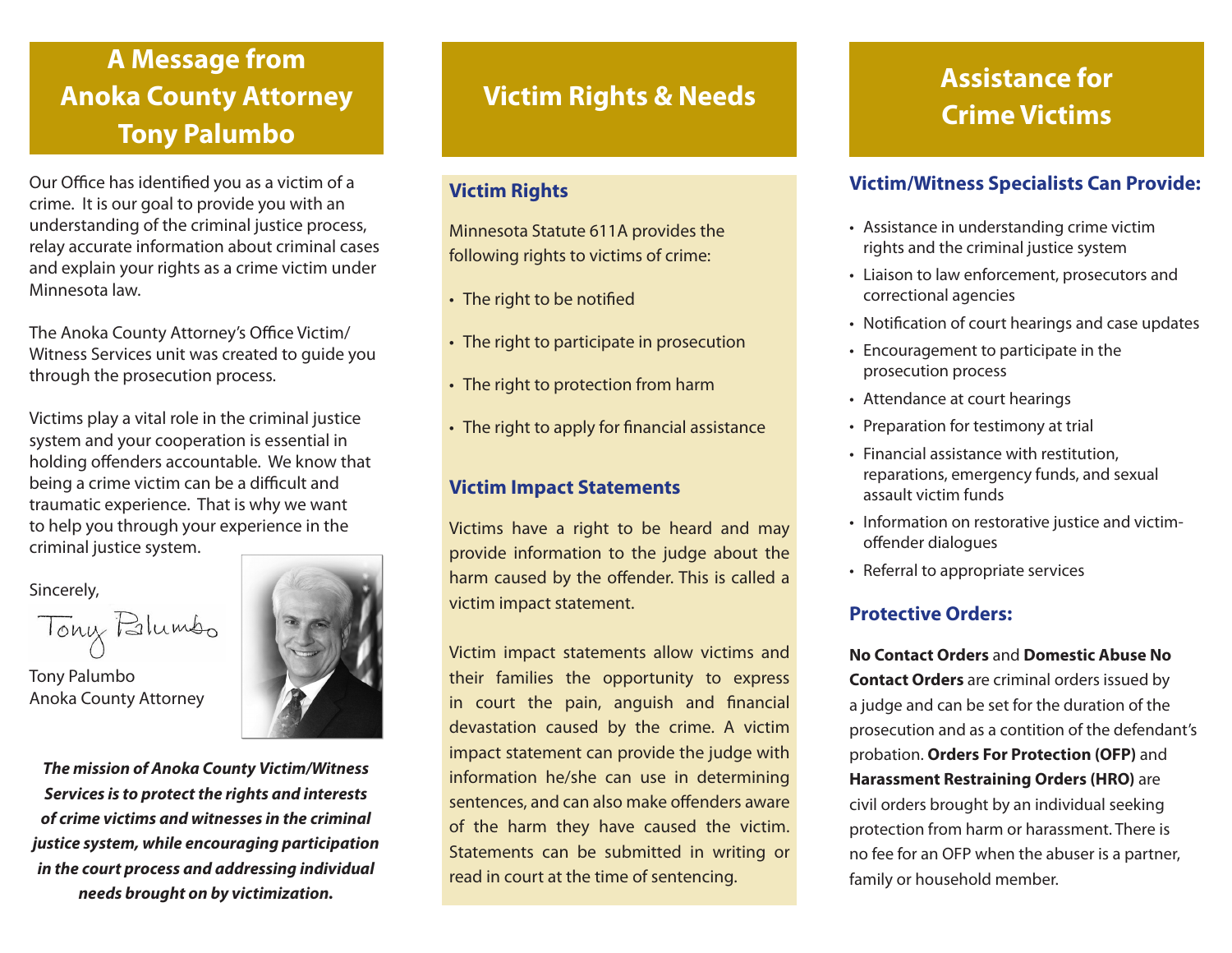## A Message from Anoka County Attorney Tony Palumbo

Our Office has identified you as a victim of a crime. It is our goal to provide you with an understanding of the criminal justice process, relay accurate information about criminal cases and explain your rights as a crime victim under Minnesota law.

The Anoka County Attorney's Office Victim/Witness Services unit was created to guide you through the prosecution process.

Victims play a vital role in the criminal justice system and your cooperation is essential in holding offenders accountable. We know that being a crime victim can be a difficult and traumatic experience. That is why we want to help you through your experience in the criminal justice system.

Sincerely,

Tony Palumbo

Tony Palumbo
Anoka County Attorney

***The mission of Anoka County Victim/Witness Services is to protect the rights and interests of crime victims and witnesses in the criminal justice system, while encouraging participation in the court process and addressing individual needs brought on by victimization.***

## Victim Rights & Needs

### Victim Rights

Minnesota Statute 611A provides the following rights to victims of crime:

- The right to be notified
- The right to participate in prosecution
- The right to protection from harm
- The right to apply for financial assistance

### Victim Impact Statements

Victims have a right to be heard and may provide information to the judge about the harm caused by the offender. This is called a victim impact statement.

Victim impact statements allow victims and their families the opportunity to express in court the pain, anguish and financial devastation caused by the crime. A victim impact statement can provide the judge with information he/she can use in determining sentences, and can also make offenders aware of the harm they have caused the victim. Statements can be submitted in writing or read in court at the time of sentencing.

## Assistance for Crime Victims

### Victim/Witness Specialists Can Provide:

- Assistance in understanding crime victim rights and the criminal justice system
- Liaison to law enforcement, prosecutors and correctional agencies
- Notification of court hearings and case updates
- Encouragement to participate in the prosecution process
- Attendance at court hearings
- Preparation for testimony at trial
- Financial assistance with restitution, reparations, emergency funds, and sexual assault victim funds
- Information on restorative justice and victim-offender dialogues
- Referral to appropriate services

### Protective Orders:

**No Contact Orders** and **Domestic Abuse No Contact Orders** are criminal orders issued by a judge and can be set for the duration of the prosecution and as a contition of the defendant's probation. **Orders For Protection (OFP)** and **Harassment Restraining Orders (HRO)** are civil orders brought by an individual seeking protection from harm or harassment. There is no fee for an OFP when the abuser is a partner, family or household member.